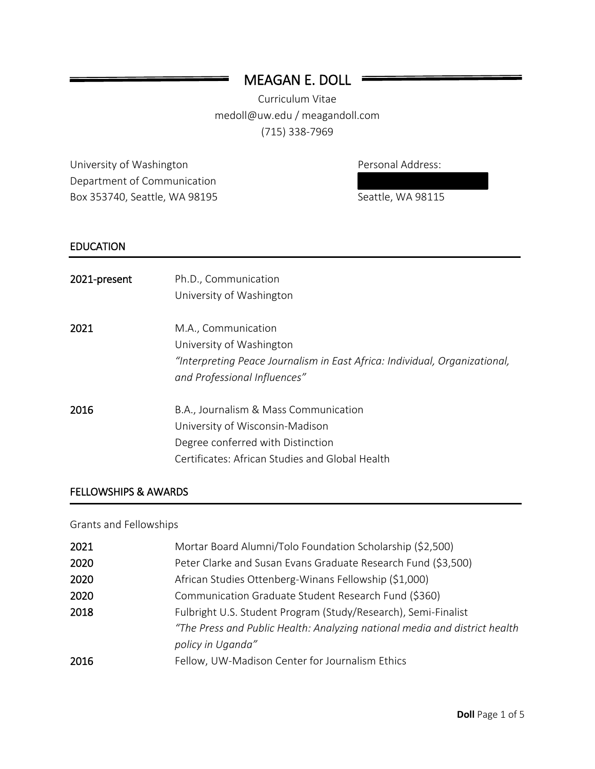# MEAGAN E. DOLL

Curriculum Vitae
medoll@uw.edu / meagandoll.com
(715) 338-7969

University of Washington
Department of Communication
Box 353740, Seattle, WA 98195

Personal Address:

Seattle, WA 98115

## EDUCATION

**2021-present** Ph.D., Communication
University of Washington

**2021** M.A., Communication
University of Washington
*"Interpreting Peace Journalism in East Africa: Individual, Organizational, and Professional Influences"*

**2016** B.A., Journalism & Mass Communication
University of Wisconsin-Madison
Degree conferred with Distinction
Certificates: African Studies and Global Health

## FELLOWSHIPS & AWARDS

Grants and Fellowships

**2021** Mortar Board Alumni/Tolo Foundation Scholarship ($2,500)
**2020** Peter Clarke and Susan Evans Graduate Research Fund ($3,500)
**2020** African Studies Ottenberg-Winans Fellowship ($1,000)
**2020** Communication Graduate Student Research Fund ($360)
**2018** Fulbright U.S. Student Program (Study/Research), Semi-Finalist
*"The Press and Public Health: Analyzing national media and district health policy in Uganda"*
**2016** Fellow, UW-Madison Center for Journalism Ethics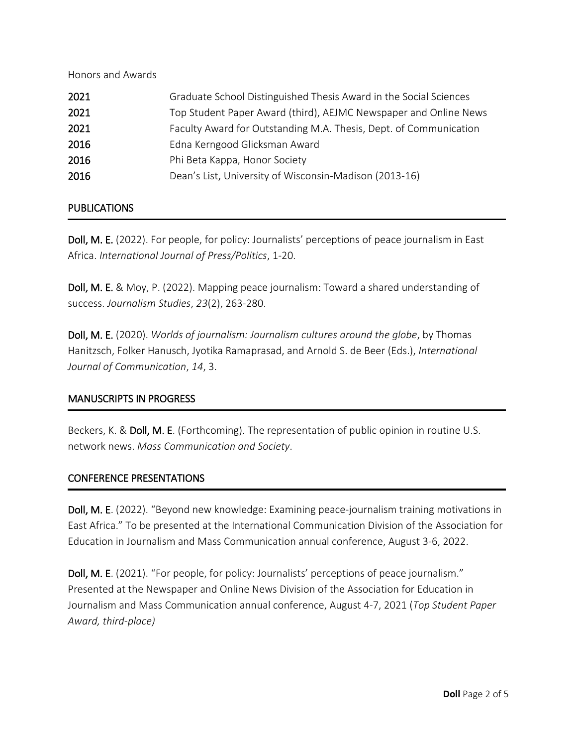Honors and Awards

| | |
|---|---|
| **2021** | Graduate School Distinguished Thesis Award in the Social Sciences |
| **2021** | Top Student Paper Award (third), AEJMC Newspaper and Online News |
| **2021** | Faculty Award for Outstanding M.A. Thesis, Dept. of Communication |
| **2016** | Edna Kerngood Glicksman Award |
| **2016** | Phi Beta Kappa, Honor Society |
| **2016** | Dean's List, University of Wisconsin-Madison (2013-16) |

## PUBLICATIONS

**Doll, M. E.** (2022). For people, for policy: Journalists' perceptions of peace journalism in East Africa. *International Journal of Press/Politics*, 1-20.

**Doll, M. E.** & Moy, P. (2022). Mapping peace journalism: Toward a shared understanding of success. *Journalism Studies*, *23*(2), 263-280.

**Doll, M. E.** (2020). *Worlds of journalism: Journalism cultures around the globe*, by Thomas Hanitzsch, Folker Hanusch, Jyotika Ramaprasad, and Arnold S. de Beer (Eds.), *International Journal of Communication*, *14*, 3.

## MANUSCRIPTS IN PROGRESS

Beckers, K. & **Doll, M. E**. (Forthcoming). The representation of public opinion in routine U.S. network news. *Mass Communication and Society*.

## CONFERENCE PRESENTATIONS

**Doll, M. E**. (2022). "Beyond new knowledge: Examining peace-journalism training motivations in East Africa." To be presented at the International Communication Division of the Association for Education in Journalism and Mass Communication annual conference, August 3-6, 2022.

**Doll, M. E**. (2021). "For people, for policy: Journalists' perceptions of peace journalism." Presented at the Newspaper and Online News Division of the Association for Education in Journalism and Mass Communication annual conference, August 4-7, 2021 (*Top Student Paper Award, third-place)*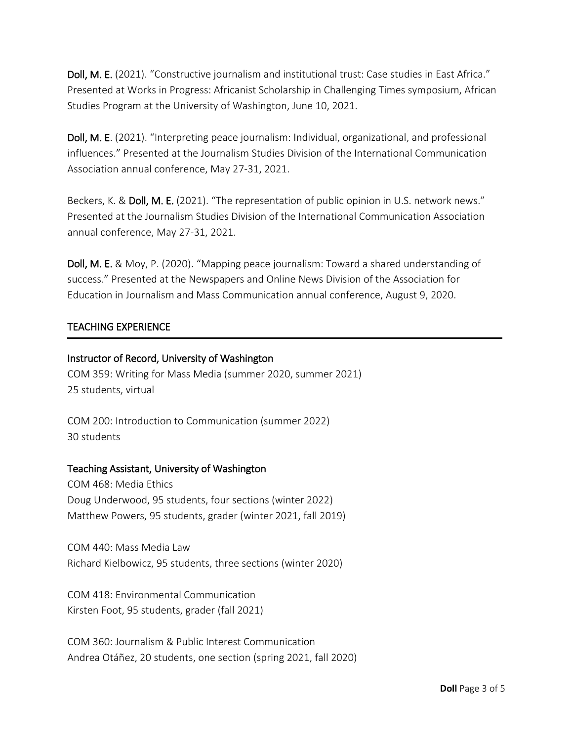**Doll, M. E.** (2021). "Constructive journalism and institutional trust: Case studies in East Africa." Presented at Works in Progress: Africanist Scholarship in Challenging Times symposium, African Studies Program at the University of Washington, June 10, 2021.

**Doll, M. E**. (2021). "Interpreting peace journalism: Individual, organizational, and professional influences." Presented at the Journalism Studies Division of the International Communication Association annual conference, May 27-31, 2021.

Beckers, K. & **Doll, M. E.** (2021). "The representation of public opinion in U.S. network news." Presented at the Journalism Studies Division of the International Communication Association annual conference, May 27-31, 2021.

**Doll, M. E.** & Moy, P. (2020). "Mapping peace journalism: Toward a shared understanding of success." Presented at the Newspapers and Online News Division of the Association for Education in Journalism and Mass Communication annual conference, August 9, 2020.

## TEACHING EXPERIENCE

### Instructor of Record, University of Washington

COM 359: Writing for Mass Media (summer 2020, summer 2021)
25 students, virtual

COM 200: Introduction to Communication (summer 2022)
30 students

### Teaching Assistant, University of Washington

COM 468: Media Ethics
Doug Underwood, 95 students, four sections (winter 2022)
Matthew Powers, 95 students, grader (winter 2021, fall 2019)

COM 440: Mass Media Law
Richard Kielbowicz, 95 students, three sections (winter 2020)

COM 418: Environmental Communication
Kirsten Foot, 95 students, grader (fall 2021)

COM 360: Journalism & Public Interest Communication
Andrea Otáñez, 20 students, one section (spring 2021, fall 2020)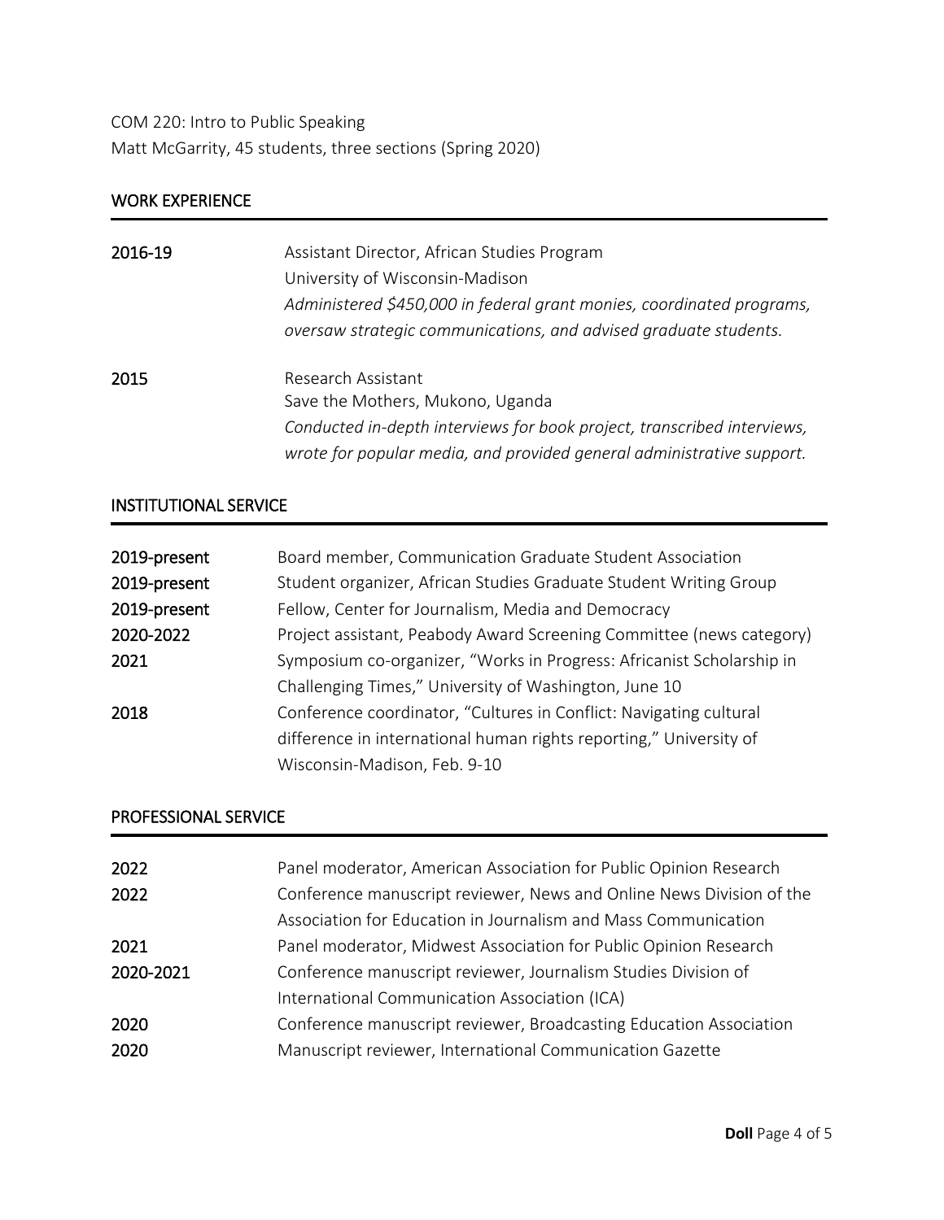COM 220: Intro to Public Speaking
Matt McGarrity, 45 students, three sections (Spring 2020)

## WORK EXPERIENCE

**2016-19** Assistant Director, African Studies Program
University of Wisconsin-Madison
*Administered $450,000 in federal grant monies, coordinated programs, oversaw strategic communications, and advised graduate students.*

**2015** Research Assistant
Save the Mothers, Mukono, Uganda
*Conducted in-depth interviews for book project, transcribed interviews, wrote for popular media, and provided general administrative support.*

## INSTITUTIONAL SERVICE

| | |
|---|---|
| 2019-present | Board member, Communication Graduate Student Association |
| 2019-present | Student organizer, African Studies Graduate Student Writing Group |
| 2019-present | Fellow, Center for Journalism, Media and Democracy |
| 2020-2022 | Project assistant, Peabody Award Screening Committee (news category) |
| 2021 | Symposium co-organizer, "Works in Progress: Africanist Scholarship in Challenging Times," University of Washington, June 10 |
| 2018 | Conference coordinator, "Cultures in Conflict: Navigating cultural difference in international human rights reporting," University of Wisconsin-Madison, Feb. 9-10 |

## PROFESSIONAL SERVICE

| | |
|---|---|
| 2022 | Panel moderator, American Association for Public Opinion Research |
| 2022 | Conference manuscript reviewer, News and Online News Division of the Association for Education in Journalism and Mass Communication |
| 2021 | Panel moderator, Midwest Association for Public Opinion Research |
| 2020-2021 | Conference manuscript reviewer, Journalism Studies Division of International Communication Association (ICA) |
| 2020 | Conference manuscript reviewer, Broadcasting Education Association |
| 2020 | Manuscript reviewer, International Communication Gazette |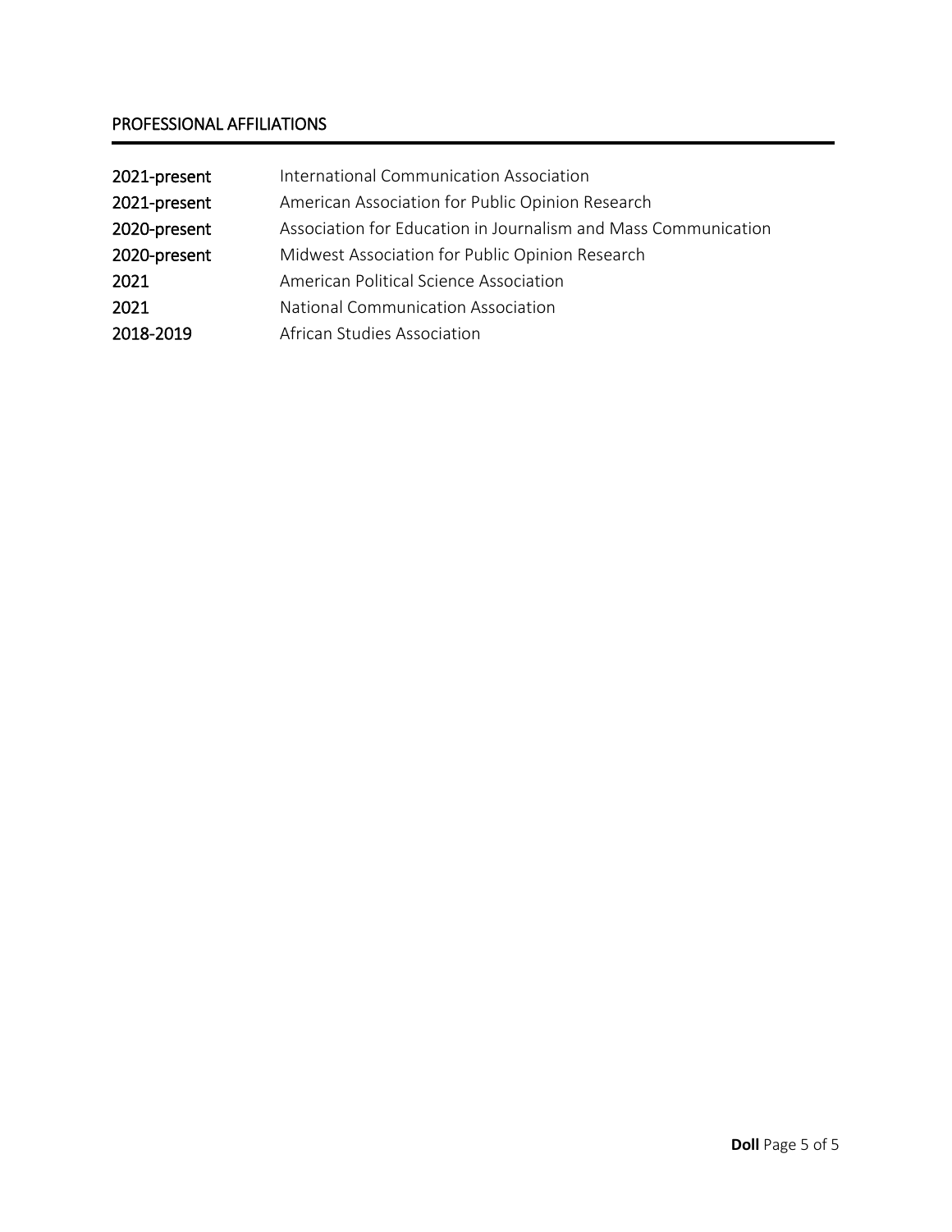## PROFESSIONAL AFFILIATIONS

| | |
|---|---|
| 2021-present | International Communication Association |
| 2021-present | American Association for Public Opinion Research |
| 2020-present | Association for Education in Journalism and Mass Communication |
| 2020-present | Midwest Association for Public Opinion Research |
| 2021 | American Political Science Association |
| 2021 | National Communication Association |
| 2018-2019 | African Studies Association |